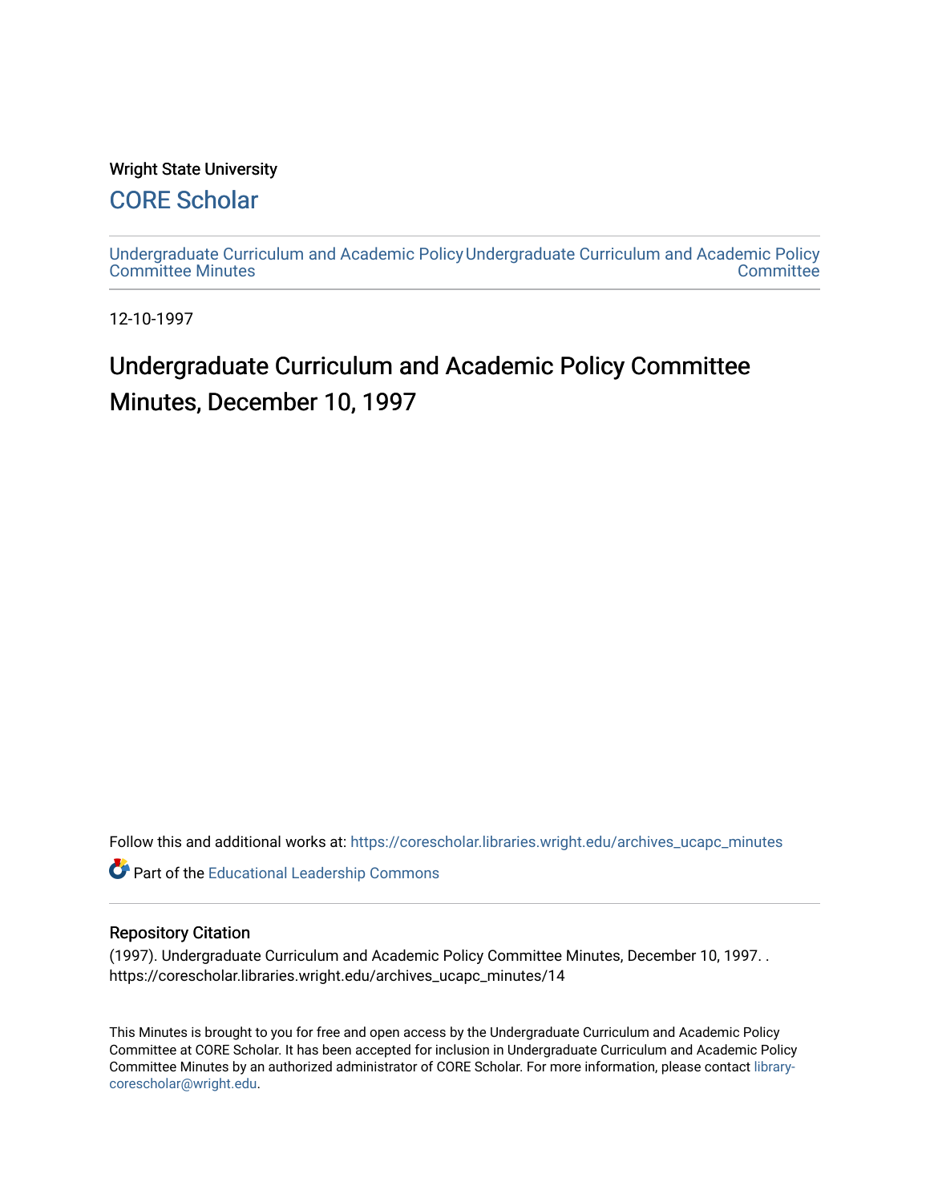Wright State University

# CORE Scholar

Undergraduate Curriculum and Academic Policy Committee Minutes | Undergraduate Curriculum and Academic Policy Committee

12-10-1997

## Undergraduate Curriculum and Academic Policy Committee Minutes, December 10, 1997

Follow this and additional works at: https://corescholar.libraries.wright.edu/archives_ucapc_minutes

Part of the Educational Leadership Commons

### Repository Citation

(1997). Undergraduate Curriculum and Academic Policy Committee Minutes, December 10, 1997. . https://corescholar.libraries.wright.edu/archives_ucapc_minutes/14

This Minutes is brought to you for free and open access by the Undergraduate Curriculum and Academic Policy Committee at CORE Scholar. It has been accepted for inclusion in Undergraduate Curriculum and Academic Policy Committee Minutes by an authorized administrator of CORE Scholar. For more information, please contact library-corescholar@wright.edu.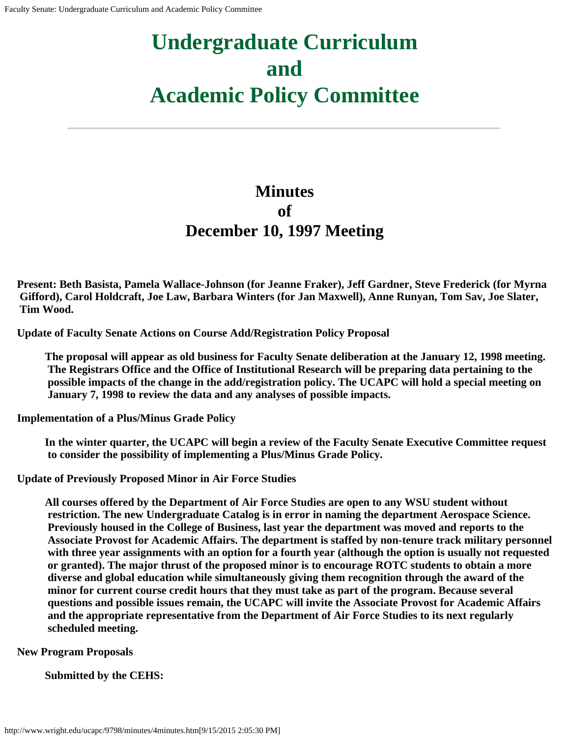# Undergraduate Curriculum and Academic Policy Committee

---

## Minutes of December 10, 1997 Meeting

**Present: Beth Basista, Pamela Wallace-Johnson (for Jeanne Fraker), Jeff Gardner, Steve Frederick (for Myrna Gifford), Carol Holdcraft, Joe Law, Barbara Winters (for Jan Maxwell), Anne Runyan, Tom Sav, Joe Slater, Tim Wood.**

**Update of Faculty Senate Actions on Course Add/Registration Policy Proposal**

**The proposal will appear as old business for Faculty Senate deliberation at the January 12, 1998 meeting. The Registrars Office and the Office of Institutional Research will be preparing data pertaining to the possible impacts of the change in the add/registration policy. The UCAPC will hold a special meeting on January 7, 1998 to review the data and any analyses of possible impacts.**

**Implementation of a Plus/Minus Grade Policy**

**In the winter quarter, the UCAPC will begin a review of the Faculty Senate Executive Committee request to consider the possibility of implementing a Plus/Minus Grade Policy.**

**Update of Previously Proposed Minor in Air Force Studies**

**All courses offered by the Department of Air Force Studies are open to any WSU student without restriction. The new Undergraduate Catalog is in error in naming the department Aerospace Science. Previously housed in the College of Business, last year the department was moved and reports to the Associate Provost for Academic Affairs. The department is staffed by non-tenure track military personnel with three year assignments with an option for a fourth year (although the option is usually not requested or granted). The major thrust of the proposed minor is to encourage ROTC students to obtain a more diverse and global education while simultaneously giving them recognition through the award of the minor for current course credit hours that they must take as part of the program. Because several questions and possible issues remain, the UCAPC will invite the Associate Provost for Academic Affairs and the appropriate representative from the Department of Air Force Studies to its next regularly scheduled meeting.**

**New Program Proposals**

**Submitted by the CEHS:**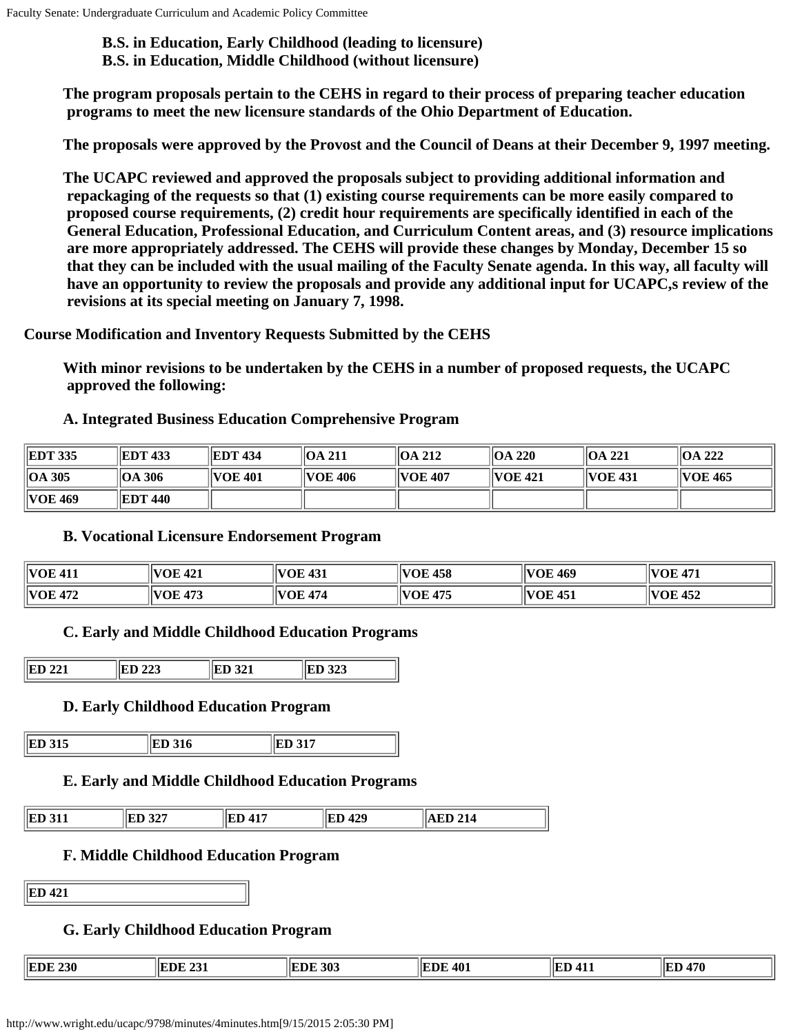**B.S. in Education, Early Childhood (leading to licensure)**
**B.S. in Education, Middle Childhood (without licensure)**

**The program proposals pertain to the CEHS in regard to their process of preparing teacher education programs to meet the new licensure standards of the Ohio Department of Education.**

**The proposals were approved by the Provost and the Council of Deans at their December 9, 1997 meeting.**

**The UCAPC reviewed and approved the proposals subject to providing additional information and repackaging of the requests so that (1) existing course requirements can be more easily compared to proposed course requirements, (2) credit hour requirements are specifically identified in each of the General Education, Professional Education, and Curriculum Content areas, and (3) resource implications are more appropriately addressed. The CEHS will provide these changes by Monday, December 15 so that they can be included with the usual mailing of the Faculty Senate agenda. In this way, all faculty will have an opportunity to review the proposals and provide any additional input for UCAPC,s review of the revisions at its special meeting on January 7, 1998.**

**Course Modification and Inventory Requests Submitted by the CEHS**

**With minor revisions to be undertaken by the CEHS in a number of proposed requests, the UCAPC approved the following:**

**A. Integrated Business Education Comprehensive Program**

| | | | | | | | |
|---|---|---|---|---|---|---|---|
| EDT 335 | EDT 433 | EDT 434 | OA 211 | OA 212 | OA 220 | OA 221 | OA 222 |
| OA 305 | OA 306 | VOE 401 | VOE 406 | VOE 407 | VOE 421 | VOE 431 | VOE 465 |
| VOE 469 | EDT 440 | | | | | | |

**B. Vocational Licensure Endorsement Program**

| | | | | | |
|---|---|---|---|---|---|
| VOE 411 | VOE 421 | VOE 431 | VOE 458 | VOE 469 | VOE 471 |
| VOE 472 | VOE 473 | VOE 474 | VOE 475 | VOE 451 | VOE 452 |

**C. Early and Middle Childhood Education Programs**

| | | | |
|---|---|---|---|
| ED 221 | ED 223 | ED 321 | ED 323 |

**D. Early Childhood Education Program**

| | | |
|---|---|---|
| ED 315 | ED 316 | ED 317 |

**E. Early and Middle Childhood Education Programs**

| | | | | |
|---|---|---|---|---|
| ED 311 | ED 327 | ED 417 | ED 429 | AED 214 |

**F. Middle Childhood Education Program**

| |
|---|
| ED 421 |

**G. Early Childhood Education Program**

| | | | | | |
|---|---|---|---|---|---|
| EDE 230 | EDE 231 | EDE 303 | EDE 401 | ED 411 | ED 470 |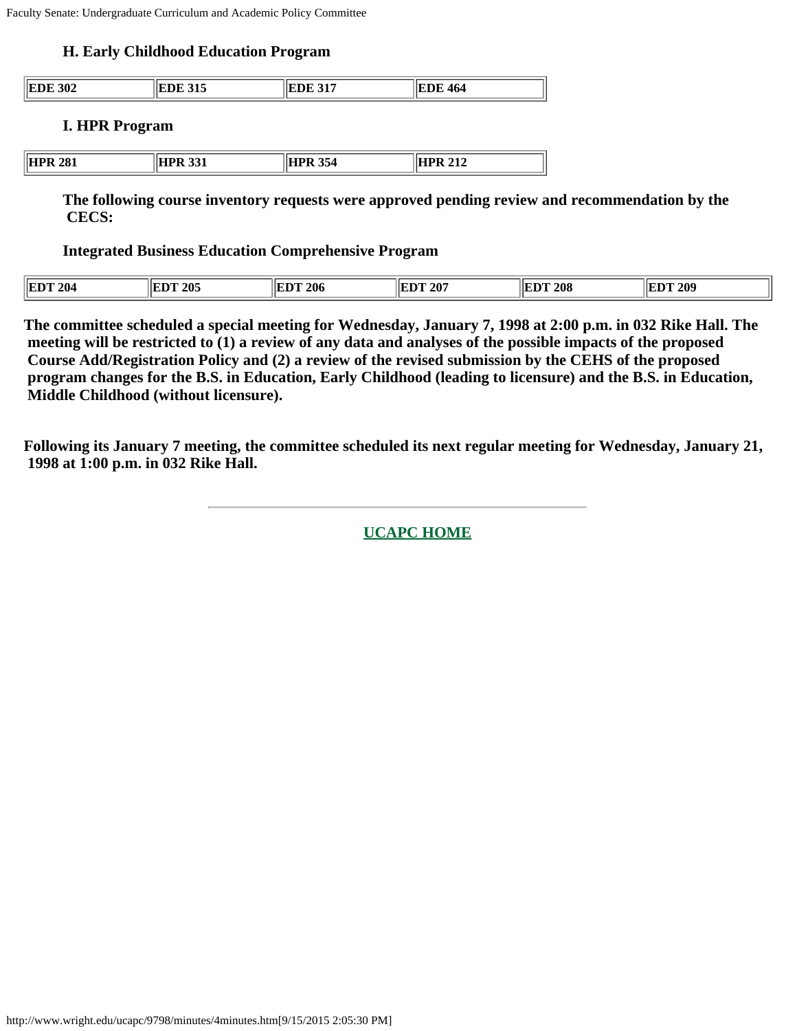**H. Early Childhood Education Program**

| | | | |
|---|---|---|---|
| **EDE 302** | **EDE 315** | **EDE 317** | **EDE 464** |

**I. HPR Program**

| | | | |
|---|---|---|---|
| **HPR 281** | **HPR 331** | **HPR 354** | **HPR 212** |

**The following course inventory requests were approved pending review and recommendation by the CECS:**

**Integrated Business Education Comprehensive Program**

| | | | | | |
|---|---|---|---|---|---|
| **EDT 204** | **EDT 205** | **EDT 206** | **EDT 207** | **EDT 208** | **EDT 209** |

**The committee scheduled a special meeting for Wednesday, January 7, 1998 at 2:00 p.m. in 032 Rike Hall. The meeting will be restricted to (1) a review of any data and analyses of the possible impacts of the proposed Course Add/Registration Policy and (2) a review of the revised submission by the CEHS of the proposed program changes for the B.S. in Education, Early Childhood (leading to licensure) and the B.S. in Education, Middle Childhood (without licensure).**

**Following its January 7 meeting, the committee scheduled its next regular meeting for Wednesday, January 21, 1998 at 1:00 p.m. in 032 Rike Hall.**

---

**UCAPC HOME**